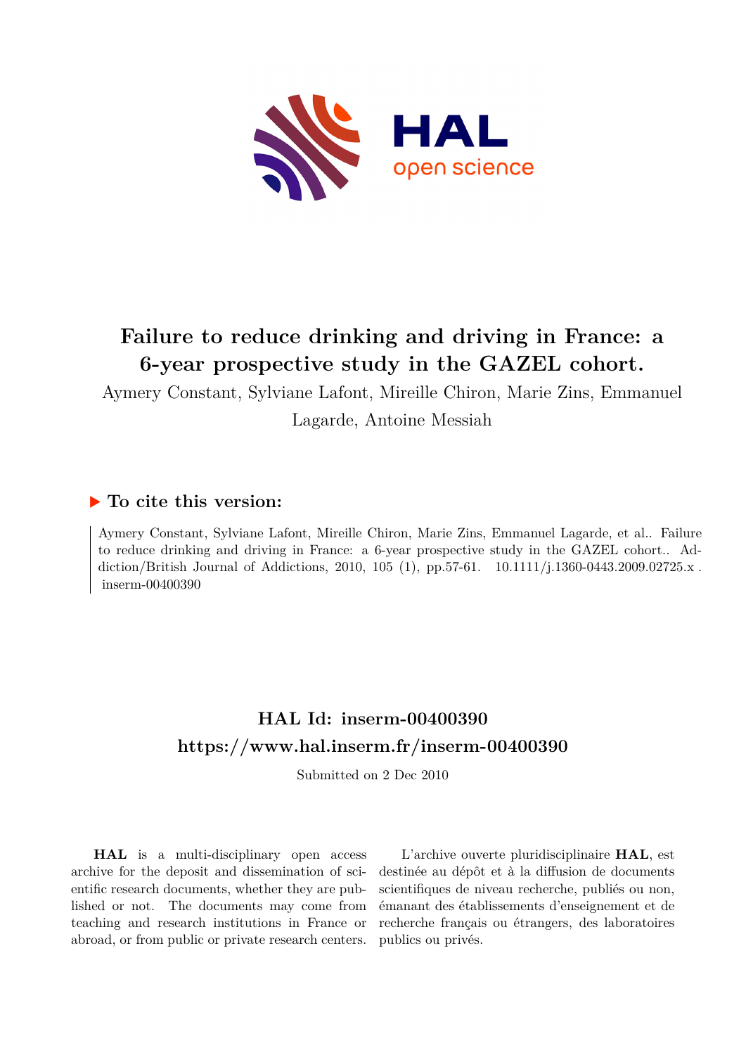# Failure to reduce drinking and driving in France: a 6-year prospective study in the GAZEL cohort.

Aymery Constant, Sylviane Lafont, Mireille Chiron, Marie Zins, Emmanuel Lagarde, Antoine Messiah

## ▶ To cite this version:

Aymery Constant, Sylviane Lafont, Mireille Chiron, Marie Zins, Emmanuel Lagarde, et al.. Failure to reduce drinking and driving in France: a 6-year prospective study in the GAZEL cohort.. Addiction/British Journal of Addictions, 2010, 105 (1), pp.57-61. 10.1111/j.1360-0443.2009.02725.x . inserm-00400390

## HAL Id: inserm-00400390
## https://www.hal.inserm.fr/inserm-00400390

Submitted on 2 Dec 2010

**HAL** is a multi-disciplinary open access archive for the deposit and dissemination of scientific research documents, whether they are published or not. The documents may come from teaching and research institutions in France or abroad, or from public or private research centers.

L'archive ouverte pluridisciplinaire **HAL**, est destinée au dépôt et à la diffusion de documents scientifiques de niveau recherche, publiés ou non, émanant des établissements d'enseignement et de recherche français ou étrangers, des laboratoires publics ou privés.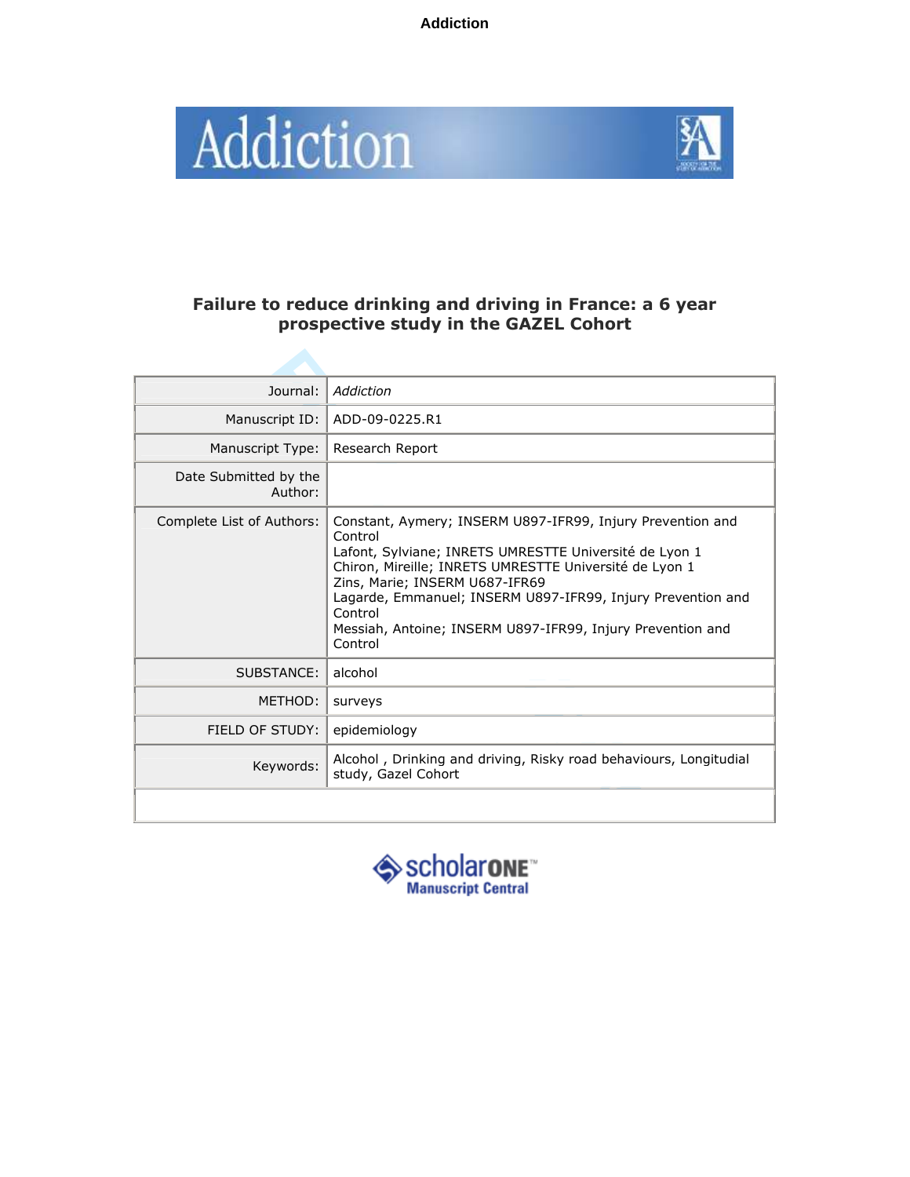Addiction

# Failure to reduce drinking and driving in France: a 6 year prospective study in the GAZEL Cohort

| Journal: | *Addiction* |
|---|---|
| Manuscript ID: | ADD-09-0225.R1 |
| Manuscript Type: | Research Report |
| Date Submitted by the Author: | |
| Complete List of Authors: | Constant, Aymery; INSERM U897-IFR99, Injury Prevention and Control<br>Lafont, Sylviane; INRETS UMRESTTE Université de Lyon 1<br>Chiron, Mireille; INRETS UMRESTTE Université de Lyon 1<br>Zins, Marie; INSERM U687-IFR69<br>Lagarde, Emmanuel; INSERM U897-IFR99, Injury Prevention and Control<br>Messiah, Antoine; INSERM U897-IFR99, Injury Prevention and Control |
| SUBSTANCE: | alcohol |
| METHOD: | surveys |
| FIELD OF STUDY: | epidemiology |
| Keywords: | Alcohol , Drinking and driving, Risky road behaviours, Longitudial study, Gazel Cohort |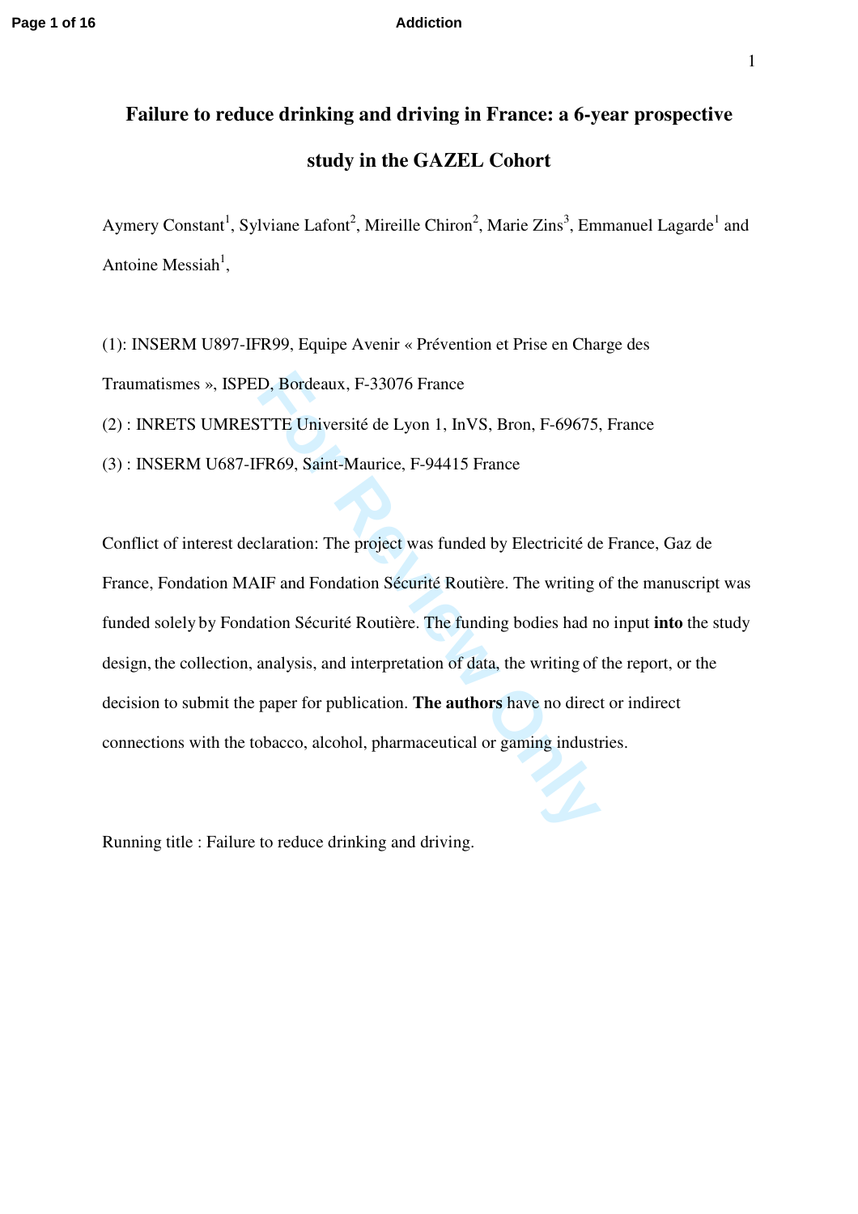# Failure to reduce drinking and driving in France: a 6-year prospective study in the GAZEL Cohort

Aymery Constant[1], Sylviane Lafont[2], Mireille Chiron[2], Marie Zins[3], Emmanuel Lagarde[1] and Antoine Messiah[1],

(1): INSERM U897-IFR99, Equipe Avenir « Prévention et Prise en Charge des Traumatismes », ISPED, Bordeaux, F-33076 France

(2) : INRETS UMRESTTE Université de Lyon 1, InVS, Bron, F-69675, France

(3) : INSERM U687-IFR69, Saint-Maurice, F-94415 France

Conflict of interest declaration: The project was funded by Electricité de France, Gaz de France, Fondation MAIF and Fondation Sécurité Routière. The writing of the manuscript was funded solely by Fondation Sécurité Routière. The funding bodies had no input **into** the study design, the collection, analysis, and interpretation of data, the writing of the report, or the decision to submit the paper for publication. **The authors** have no direct or indirect connections with the tobacco, alcohol, pharmaceutical or gaming industries.

Running title : Failure to reduce drinking and driving.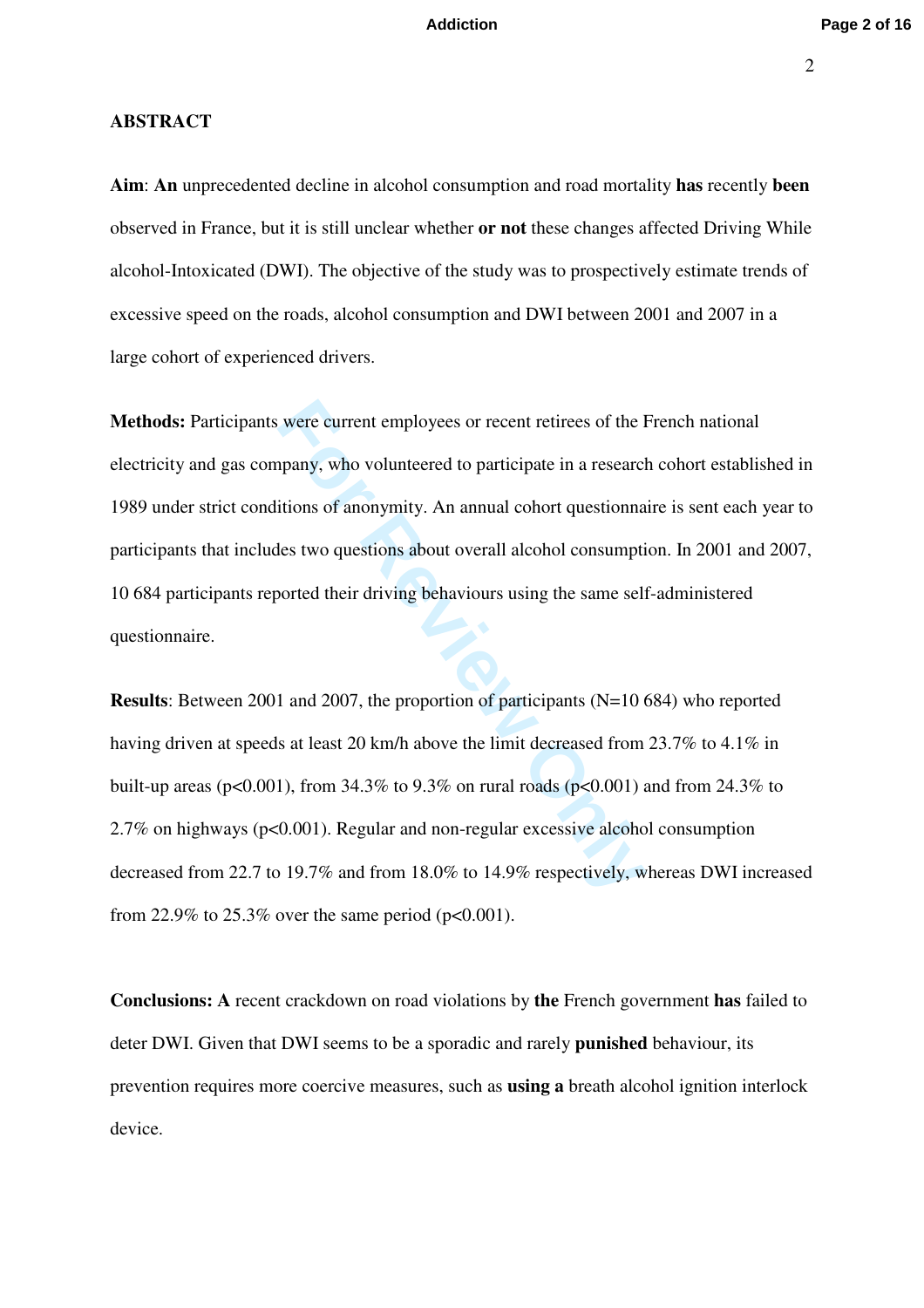**ABSTRACT**

**Aim**: **An** unprecedented decline in alcohol consumption and road mortality **has** recently **been** observed in France, but it is still unclear whether **or not** these changes affected Driving While alcohol-Intoxicated (DWI). The objective of the study was to prospectively estimate trends of excessive speed on the roads, alcohol consumption and DWI between 2001 and 2007 in a large cohort of experienced drivers.

**Methods:** Participants were current employees or recent retirees of the French national electricity and gas company, who volunteered to participate in a research cohort established in 1989 under strict conditions of anonymity. An annual cohort questionnaire is sent each year to participants that includes two questions about overall alcohol consumption. In 2001 and 2007, 10 684 participants reported their driving behaviours using the same self-administered questionnaire.

**Results**: Between 2001 and 2007, the proportion of participants (N=10 684) who reported having driven at speeds at least 20 km/h above the limit decreased from 23.7% to 4.1% in built-up areas ($p<0.001$), from 34.3% to 9.3% on rural roads ($p<0.001$) and from 24.3% to 2.7% on highways ($p<0.001$). Regular and non-regular excessive alcohol consumption decreased from 22.7 to 19.7% and from 18.0% to 14.9% respectively, whereas DWI increased from 22.9% to 25.3% over the same period ($p<0.001$).

**Conclusions: A** recent crackdown on road violations by **the** French government **has** failed to deter DWI. Given that DWI seems to be a sporadic and rarely **punished** behaviour, its prevention requires more coercive measures, such as **using a** breath alcohol ignition interlock device.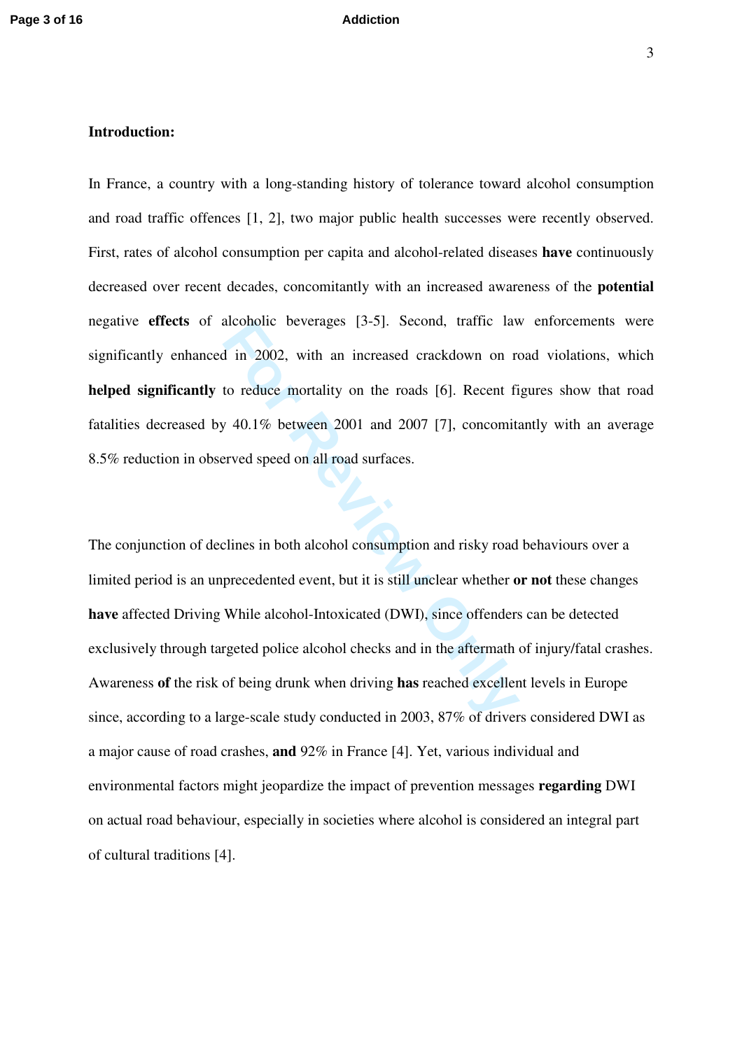**Introduction:**

In France, a country with a long-standing history of tolerance toward alcohol consumption and road traffic offences [1, 2], two major public health successes were recently observed. First, rates of alcohol consumption per capita and alcohol-related diseases **have** continuously decreased over recent decades, concomitantly with an increased awareness of the **potential** negative **effects** of alcoholic beverages [3-5]. Second, traffic law enforcements were significantly enhanced in 2002, with an increased crackdown on road violations, which **helped significantly** to reduce mortality on the roads [6]. Recent figures show that road fatalities decreased by 40.1% between 2001 and 2007 [7], concomitantly with an average 8.5% reduction in observed speed on all road surfaces.

The conjunction of declines in both alcohol consumption and risky road behaviours over a limited period is an unprecedented event, but it is still unclear whether **or not** these changes **have** affected Driving While alcohol-Intoxicated (DWI), since offenders can be detected exclusively through targeted police alcohol checks and in the aftermath of injury/fatal crashes. Awareness **of** the risk of being drunk when driving **has** reached excellent levels in Europe since, according to a large-scale study conducted in 2003, 87% of drivers considered DWI as a major cause of road crashes, **and** 92% in France [4]. Yet, various individual and environmental factors might jeopardize the impact of prevention messages **regarding** DWI on actual road behaviour, especially in societies where alcohol is considered an integral part of cultural traditions [4].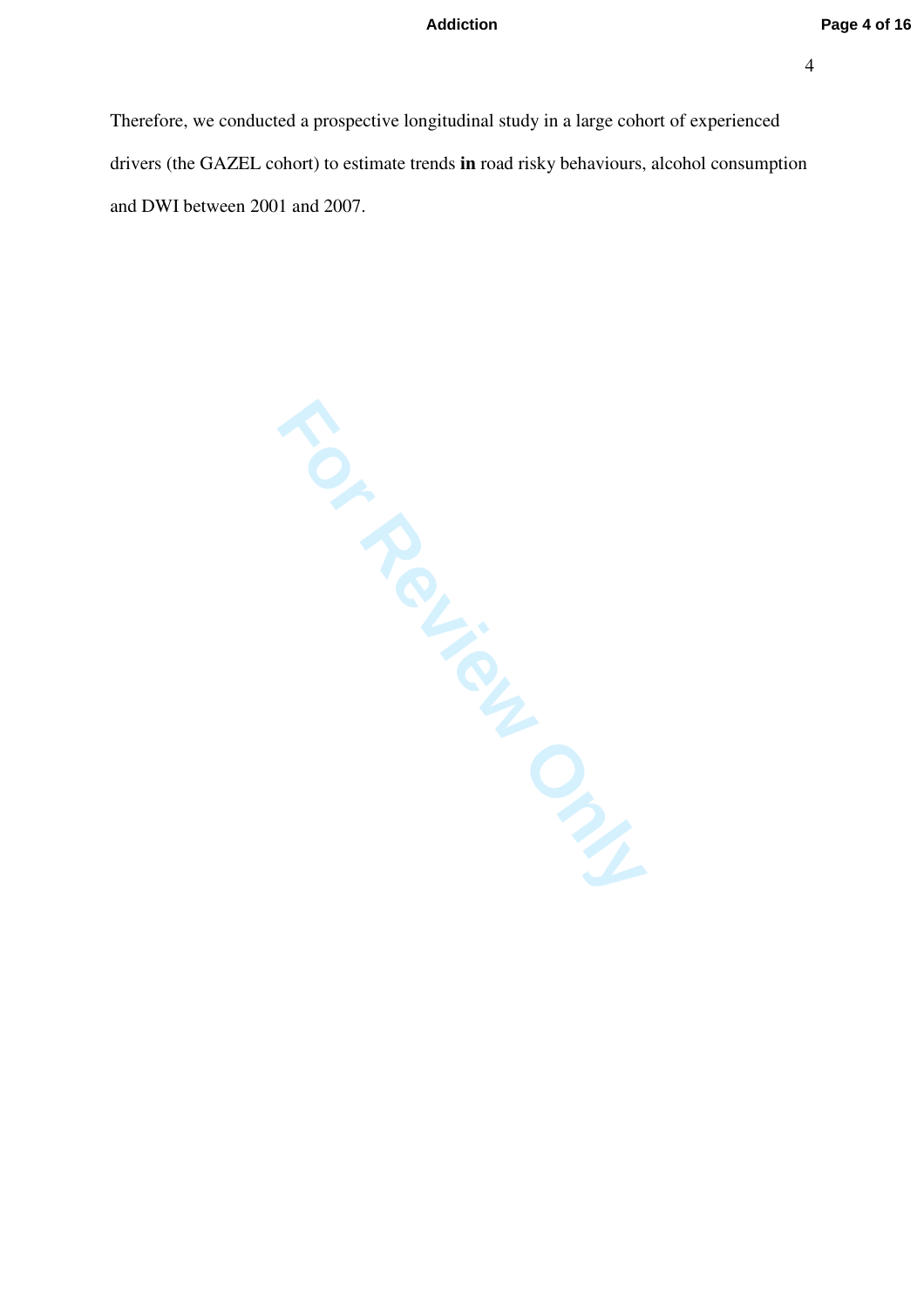Therefore, we conducted a prospective longitudinal study in a large cohort of experienced drivers (the GAZEL cohort) to estimate trends **in** road risky behaviours, alcohol consumption and DWI between 2001 and 2007.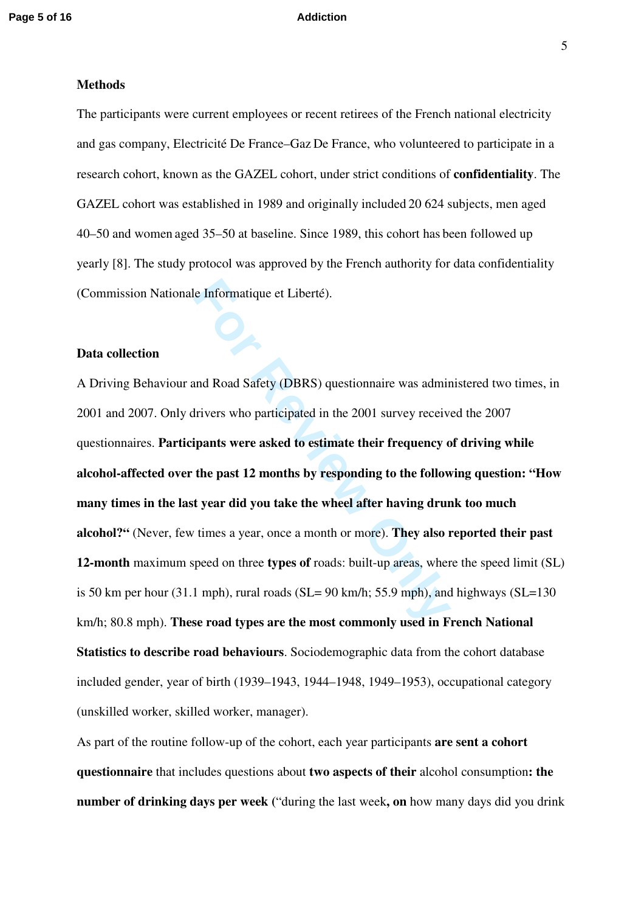**Methods**

The participants were current employees or recent retirees of the French national electricity and gas company, Electricité De France–Gaz De France, who volunteered to participate in a research cohort, known as the GAZEL cohort, under strict conditions of **confidentiality**. The GAZEL cohort was established in 1989 and originally included 20 624 subjects, men aged 40–50 and women aged 35–50 at baseline. Since 1989, this cohort has been followed up yearly [8]. The study protocol was approved by the French authority for data confidentiality (Commission Nationale Informatique et Liberté).

**Data collection**

A Driving Behaviour and Road Safety (DBRS) questionnaire was administered two times, in 2001 and 2007. Only drivers who participated in the 2001 survey received the 2007 questionnaires. **Participants were asked to estimate their frequency of driving while alcohol-affected over the past 12 months by responding to the following question: "How many times in the last year did you take the wheel after having drunk too much alcohol?"** (Never, few times a year, once a month or more). **They also reported their past 12-month** maximum speed on three **types of** roads: built-up areas, where the speed limit (SL) is 50 km per hour (31.1 mph), rural roads (SL= 90 km/h; 55.9 mph), and highways (SL=130 km/h; 80.8 mph). **These road types are the most commonly used in French National Statistics to describe road behaviours**. Sociodemographic data from the cohort database included gender, year of birth (1939–1943, 1944–1948, 1949–1953), occupational category (unskilled worker, skilled worker, manager).

As part of the routine follow-up of the cohort, each year participants **are sent a cohort questionnaire** that includes questions about **two aspects of their** alcohol consumption**: the number of drinking days per week** ("during the last week**, on** how many days did you drink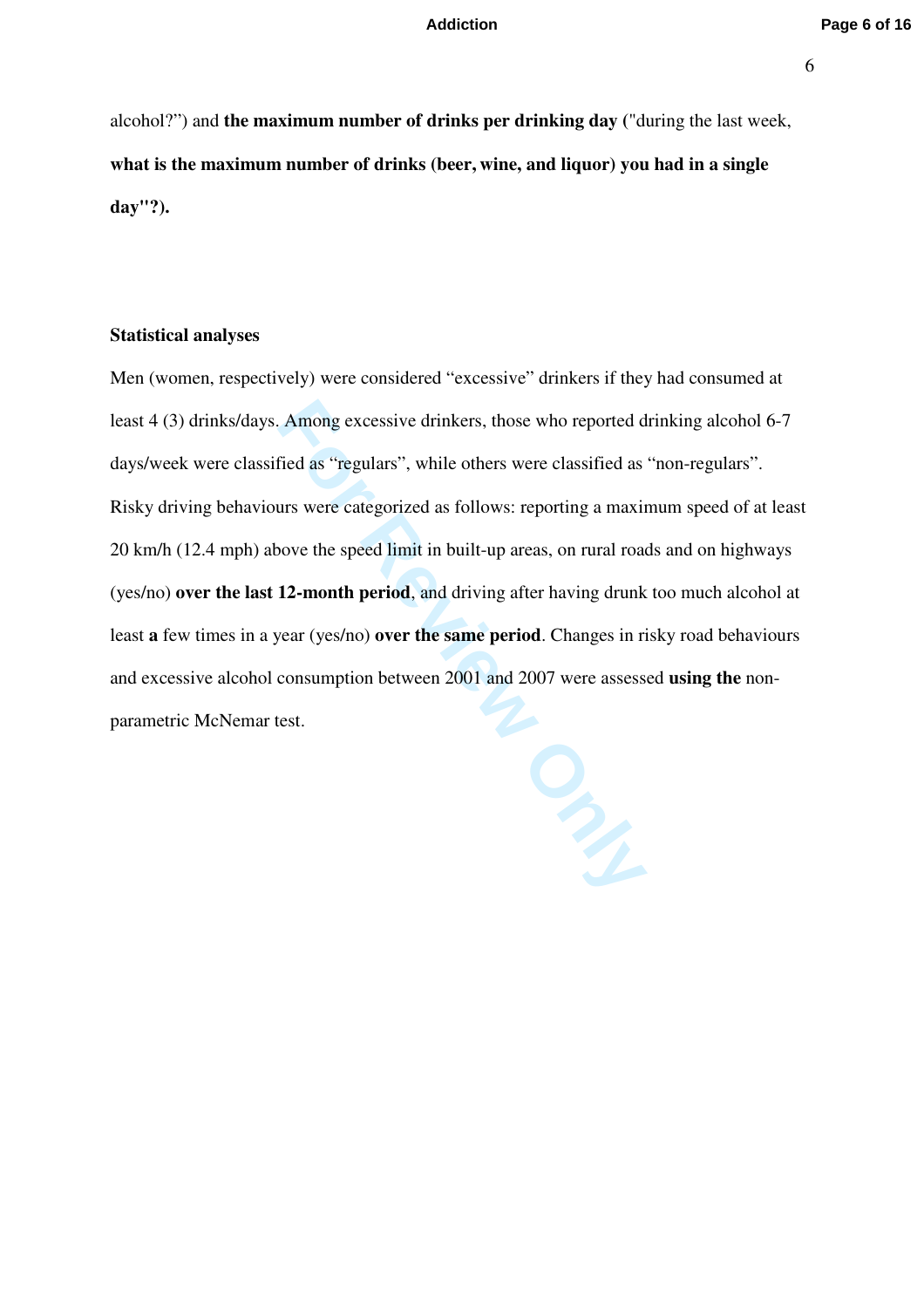alcohol?") and **the maximum number of drinks per drinking day** ("during the last week, **what is the maximum number of drinks (beer, wine, and liquor) you had in a single day"?).**

**Statistical analyses**

Men (women, respectively) were considered "excessive" drinkers if they had consumed at least 4 (3) drinks/days. Among excessive drinkers, those who reported drinking alcohol 6-7 days/week were classified as "regulars", while others were classified as "non-regulars". Risky driving behaviours were categorized as follows: reporting a maximum speed of at least 20 km/h (12.4 mph) above the speed limit in built-up areas, on rural roads and on highways (yes/no) **over the last 12-month period**, and driving after having drunk too much alcohol at least **a** few times in a year (yes/no) **over the same period**. Changes in risky road behaviours and excessive alcohol consumption between 2001 and 2007 were assessed **using the** non-parametric McNemar test.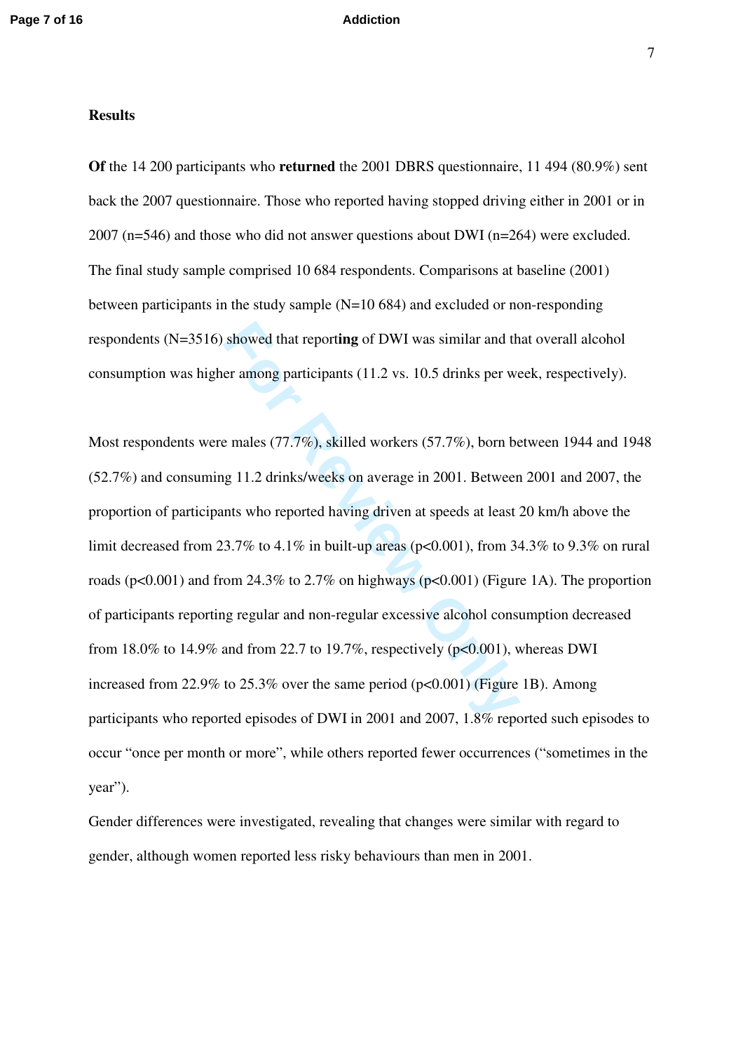## Results

**Of** the 14 200 participants who **returned** the 2001 DBRS questionnaire, 11 494 (80.9%) sent back the 2007 questionnaire. Those who reported having stopped driving either in 2001 or in 2007 (n=546) and those who did not answer questions about DWI (n=264) were excluded. The final study sample comprised 10 684 respondents. Comparisons at baseline (2001) between participants in the study sample (N=10 684) and excluded or non-responding respondents (N=3516) showed that report**ing** of DWI was similar and that overall alcohol consumption was higher among participants (11.2 vs. 10.5 drinks per week, respectively).

Most respondents were males (77.7%), skilled workers (57.7%), born between 1944 and 1948 (52.7%) and consuming 11.2 drinks/weeks on average in 2001. Between 2001 and 2007, the proportion of participants who reported having driven at speeds at least 20 km/h above the limit decreased from 23.7% to 4.1% in built-up areas ($p<0.001$), from 34.3% to 9.3% on rural roads ($p<0.001$) and from 24.3% to 2.7% on highways ($p<0.001$) (Figure 1A). The proportion of participants reporting regular and non-regular excessive alcohol consumption decreased from 18.0% to 14.9% and from 22.7 to 19.7%, respectively ($p<0.001$), whereas DWI increased from 22.9% to 25.3% over the same period ($p<0.001$) (Figure 1B). Among participants who reported episodes of DWI in 2001 and 2007, 1.8% reported such episodes to occur "once per month or more", while others reported fewer occurrences ("sometimes in the year").

Gender differences were investigated, revealing that changes were similar with regard to gender, although women reported less risky behaviours than men in 2001.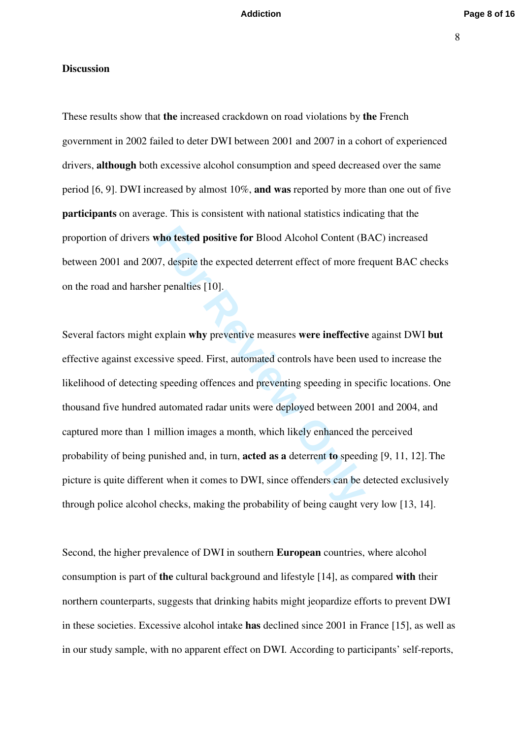**Discussion**

These results show that **the** increased crackdown on road violations by **the** French government in 2002 failed to deter DWI between 2001 and 2007 in a cohort of experienced drivers, **although** both excessive alcohol consumption and speed decreased over the same period [6, 9]. DWI increased by almost 10%, **and was** reported by more than one out of five **participants** on average. This is consistent with national statistics indicating that the proportion of drivers **who tested positive for** Blood Alcohol Content (BAC) increased between 2001 and 2007, despite the expected deterrent effect of more frequent BAC checks on the road and harsher penalties [10].

Several factors might explain **why** preventive measures **were ineffective** against DWI **but** effective against excessive speed. First, automated controls have been used to increase the likelihood of detecting speeding offences and preventing speeding in specific locations. One thousand five hundred automated radar units were deployed between 2001 and 2004, and captured more than 1 million images a month, which likely enhanced the perceived probability of being punished and, in turn, **acted as a** deterrent **to** speeding [9, 11, 12]. The picture is quite different when it comes to DWI, since offenders can be detected exclusively through police alcohol checks, making the probability of being caught very low [13, 14].

Second, the higher prevalence of DWI in southern **European** countries, where alcohol consumption is part of **the** cultural background and lifestyle [14], as compared **with** their northern counterparts, suggests that drinking habits might jeopardize efforts to prevent DWI in these societies. Excessive alcohol intake **has** declined since 2001 in France [15], as well as in our study sample, with no apparent effect on DWI. According to participants' self-reports,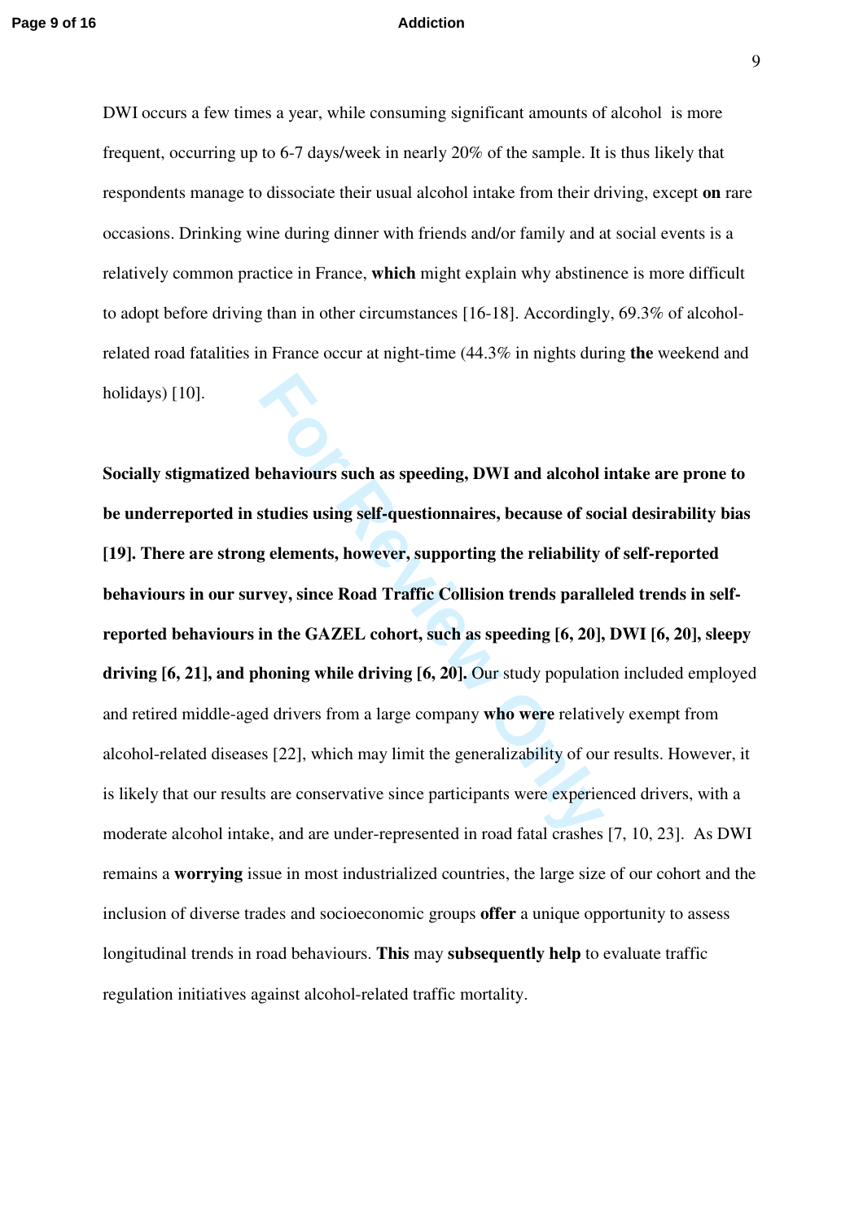DWI occurs a few times a year, while consuming significant amounts of alcohol is more frequent, occurring up to 6-7 days/week in nearly 20% of the sample. It is thus likely that respondents manage to dissociate their usual alcohol intake from their driving, except **on** rare occasions. Drinking wine during dinner with friends and/or family and at social events is a relatively common practice in France, **which** might explain why abstinence is more difficult to adopt before driving than in other circumstances [16-18]. Accordingly, 69.3% of alcohol-related road fatalities in France occur at night-time (44.3% in nights during **the** weekend and holidays) [10].

**Socially stigmatized behaviours such as speeding, DWI and alcohol intake are prone to be underreported in studies using self-questionnaires, because of social desirability bias [19]. There are strong elements, however, supporting the reliability of self-reported behaviours in our survey, since Road Traffic Collision trends paralleled trends in self-reported behaviours in the GAZEL cohort, such as speeding [6, 20], DWI [6, 20], sleepy driving [6, 21], and phoning while driving [6, 20].** Our study population included employed and retired middle-aged drivers from a large company **who were** relatively exempt from alcohol-related diseases [22], which may limit the generalizability of our results. However, it is likely that our results are conservative since participants were experienced drivers, with a moderate alcohol intake, and are under-represented in road fatal crashes [7, 10, 23]. As DWI remains a **worrying** issue in most industrialized countries, the large size of our cohort and the inclusion of diverse trades and socioeconomic groups **offer** a unique opportunity to assess longitudinal trends in road behaviours. **This** may **subsequently help** to evaluate traffic regulation initiatives against alcohol-related traffic mortality.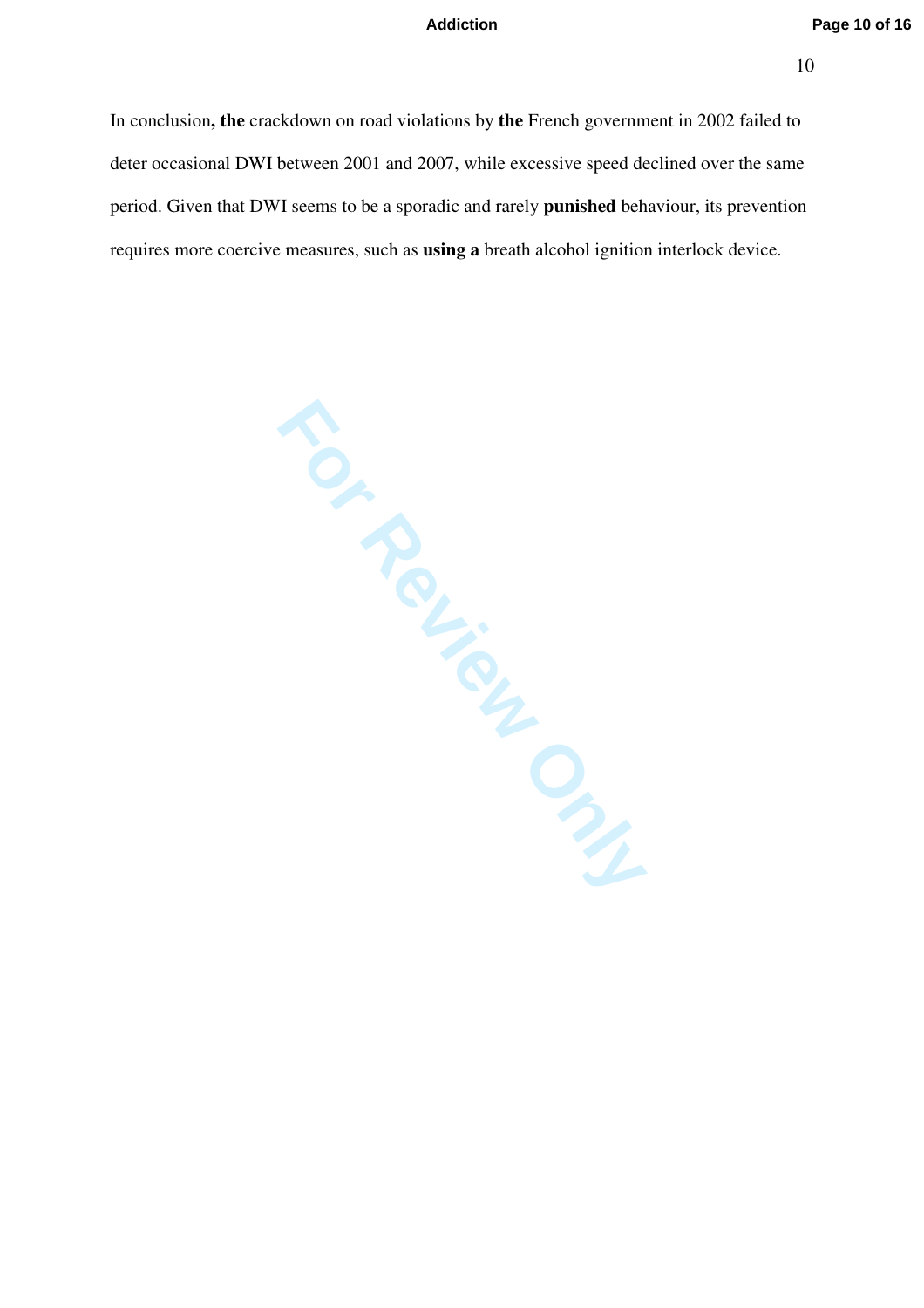In conclusion**, the** crackdown on road violations by **the** French government in 2002 failed to deter occasional DWI between 2001 and 2007, while excessive speed declined over the same period. Given that DWI seems to be a sporadic and rarely **punished** behaviour, its prevention requires more coercive measures, such as **using a** breath alcohol ignition interlock device.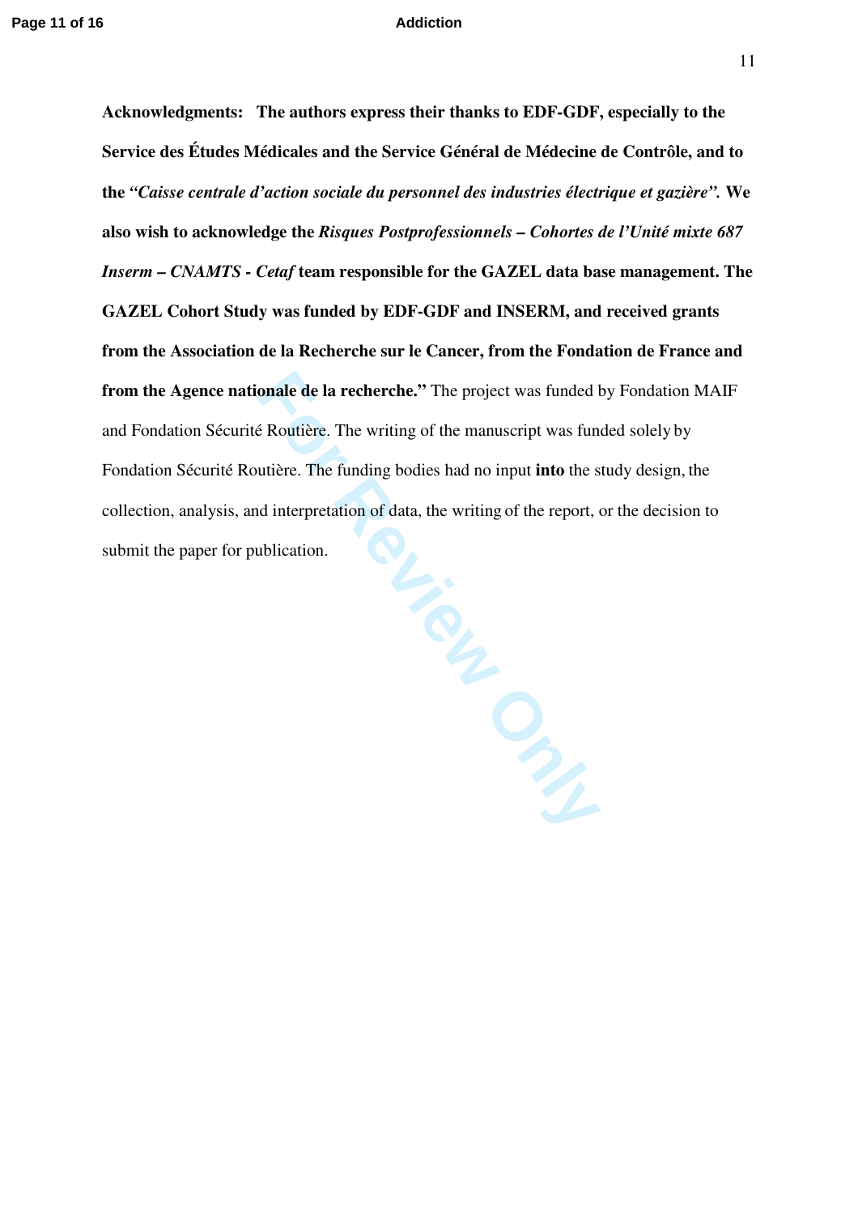**Acknowledgments: The authors express their thanks to EDF-GDF, especially to the Service des Études Médicales and the Service Général de Médecine de Contrôle, and to the *"Caisse centrale d'action sociale du personnel des industries électrique et gazière".* We also wish to acknowledge the *Risques Postprofessionnels – Cohortes de l'Unité mixte 687 Inserm – CNAMTS - Cetaf* team responsible for the GAZEL data base management. The GAZEL Cohort Study was funded by EDF-GDF and INSERM, and received grants from the Association de la Recherche sur le Cancer, from the Fondation de France and from the Agence nationale de la recherche."** The project was funded by Fondation MAIF and Fondation Sécurité Routière. The writing of the manuscript was funded solely by Fondation Sécurité Routière. The funding bodies had no input **into** the study design, the collection, analysis, and interpretation of data, the writing of the report, or the decision to submit the paper for publication.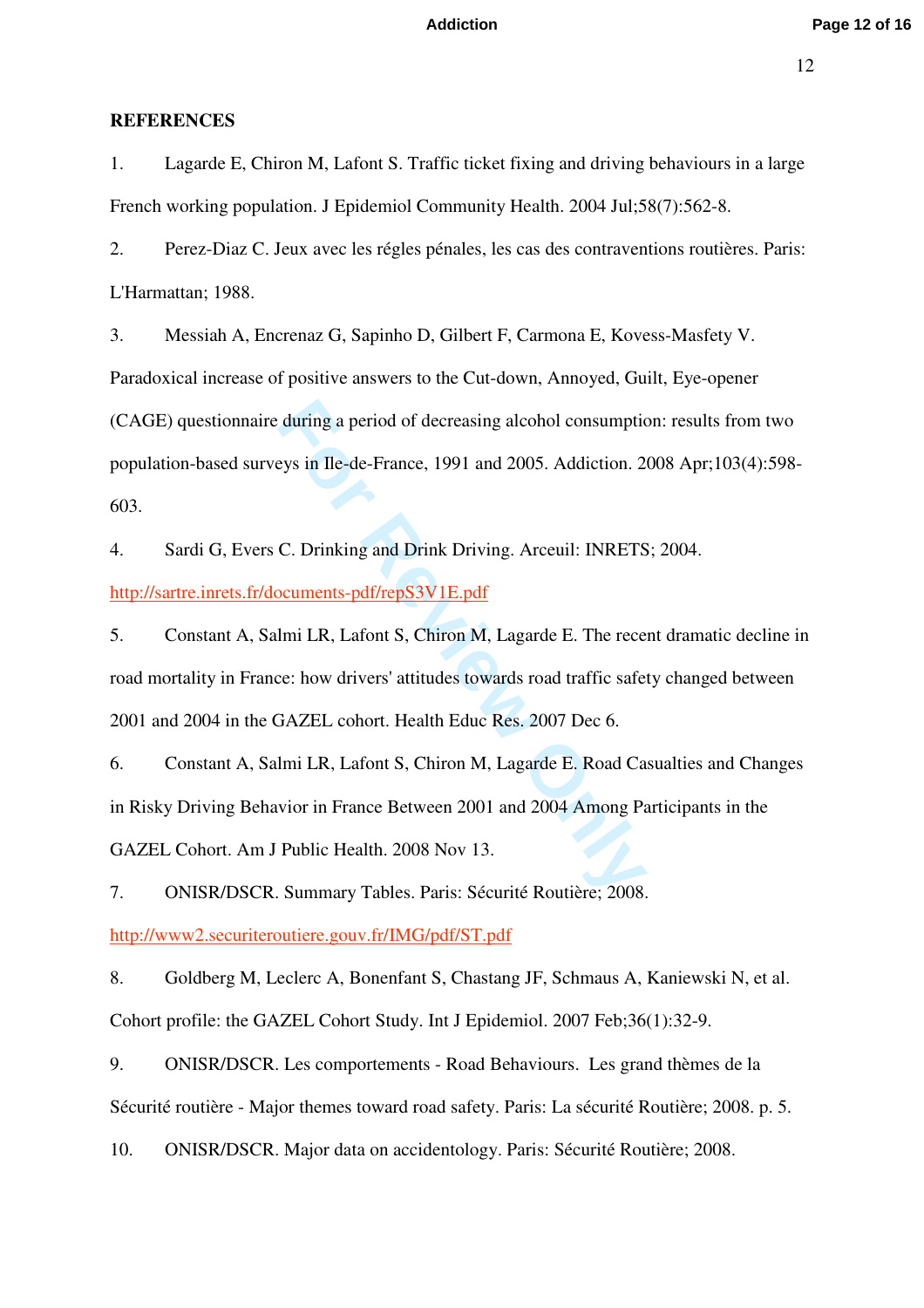**REFERENCES**

1. Lagarde E, Chiron M, Lafont S. Traffic ticket fixing and driving behaviours in a large French working population. J Epidemiol Community Health. 2004 Jul;58(7):562-8.

2. Perez-Diaz C. Jeux avec les régles pénales, les cas des contraventions routières. Paris: L'Harmattan; 1988.

3. Messiah A, Encrenaz G, Sapinho D, Gilbert F, Carmona E, Kovess-Masfety V. Paradoxical increase of positive answers to the Cut-down, Annoyed, Guilt, Eye-opener (CAGE) questionnaire during a period of decreasing alcohol consumption: results from two population-based surveys in Ile-de-France, 1991 and 2005. Addiction. 2008 Apr;103(4):598-603.

4. Sardi G, Evers C. Drinking and Drink Driving. Arceuil: INRETS; 2004. http://sartre.inrets.fr/documents-pdf/repS3V1E.pdf

5. Constant A, Salmi LR, Lafont S, Chiron M, Lagarde E. The recent dramatic decline in road mortality in France: how drivers' attitudes towards road traffic safety changed between 2001 and 2004 in the GAZEL cohort. Health Educ Res. 2007 Dec 6.

6. Constant A, Salmi LR, Lafont S, Chiron M, Lagarde E. Road Casualties and Changes in Risky Driving Behavior in France Between 2001 and 2004 Among Participants in the GAZEL Cohort. Am J Public Health. 2008 Nov 13.

7. ONISR/DSCR. Summary Tables. Paris: Sécurité Routière; 2008. http://www2.securiteroutiere.gouv.fr/IMG/pdf/ST.pdf

8. Goldberg M, Leclerc A, Bonenfant S, Chastang JF, Schmaus A, Kaniewski N, et al. Cohort profile: the GAZEL Cohort Study. Int J Epidemiol. 2007 Feb;36(1):32-9.

9. ONISR/DSCR. Les comportements - Road Behaviours. Les grand thèmes de la Sécurité routière - Major themes toward road safety. Paris: La sécurité Routière; 2008. p. 5.

10. ONISR/DSCR. Major data on accidentology. Paris: Sécurité Routière; 2008.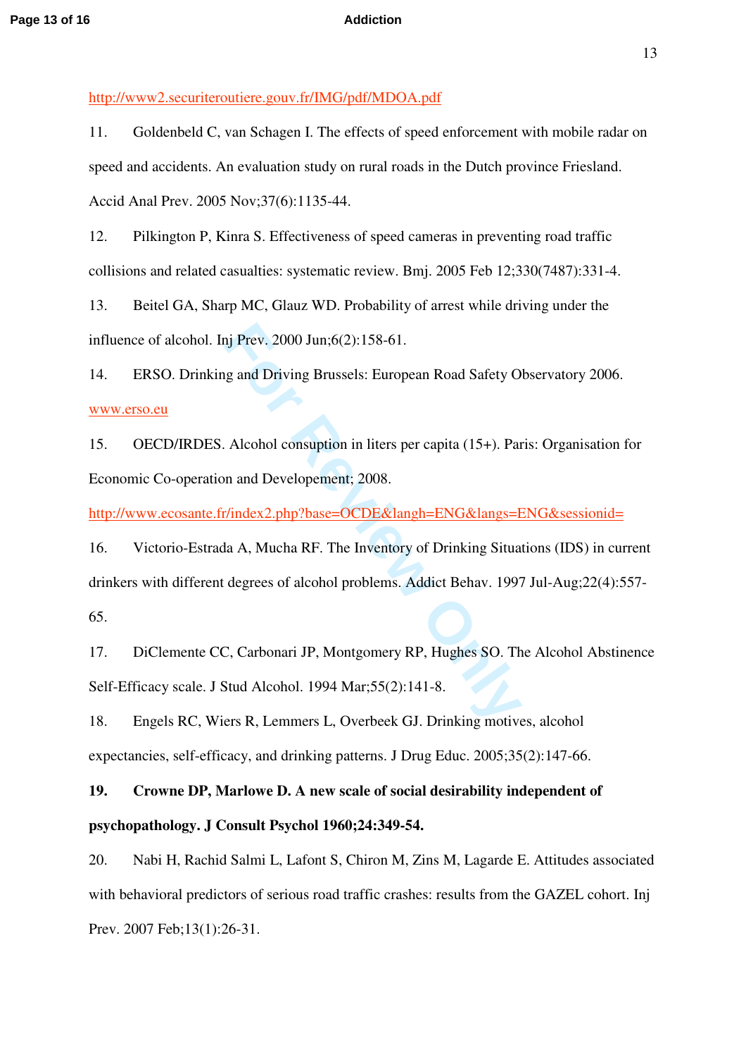http://www2.securiteroutiere.gouv.fr/IMG/pdf/MDOA.pdf

11. Goldenbeld C, van Schagen I. The effects of speed enforcement with mobile radar on speed and accidents. An evaluation study on rural roads in the Dutch province Friesland. Accid Anal Prev. 2005 Nov;37(6):1135-44.

12. Pilkington P, Kinra S. Effectiveness of speed cameras in preventing road traffic collisions and related casualties: systematic review. Bmj. 2005 Feb 12;330(7487):331-4.

13. Beitel GA, Sharp MC, Glauz WD. Probability of arrest while driving under the influence of alcohol. Inj Prev. 2000 Jun;6(2):158-61.

14. ERSO. Drinking and Driving Brussels: European Road Safety Observatory 2006. www.erso.eu

15. OECD/IRDES. Alcohol consuption in liters per capita (15+). Paris: Organisation for Economic Co-operation and Developement; 2008. http://www.ecosante.fr/index2.php?base=OCDE&langh=ENG&langs=ENG&sessionid=

16. Victorio-Estrada A, Mucha RF. The Inventory of Drinking Situations (IDS) in current drinkers with different degrees of alcohol problems. Addict Behav. 1997 Jul-Aug;22(4):557-65.

17. DiClemente CC, Carbonari JP, Montgomery RP, Hughes SO. The Alcohol Abstinence Self-Efficacy scale. J Stud Alcohol. 1994 Mar;55(2):141-8.

18. Engels RC, Wiers R, Lemmers L, Overbeek GJ. Drinking motives, alcohol expectancies, self-efficacy, and drinking patterns. J Drug Educ. 2005;35(2):147-66.

**19. Crowne DP, Marlowe D. A new scale of social desirability independent of psychopathology. J Consult Psychol 1960;24:349-54.**

20. Nabi H, Rachid Salmi L, Lafont S, Chiron M, Zins M, Lagarde E. Attitudes associated with behavioral predictors of serious road traffic crashes: results from the GAZEL cohort. Inj Prev. 2007 Feb;13(1):26-31.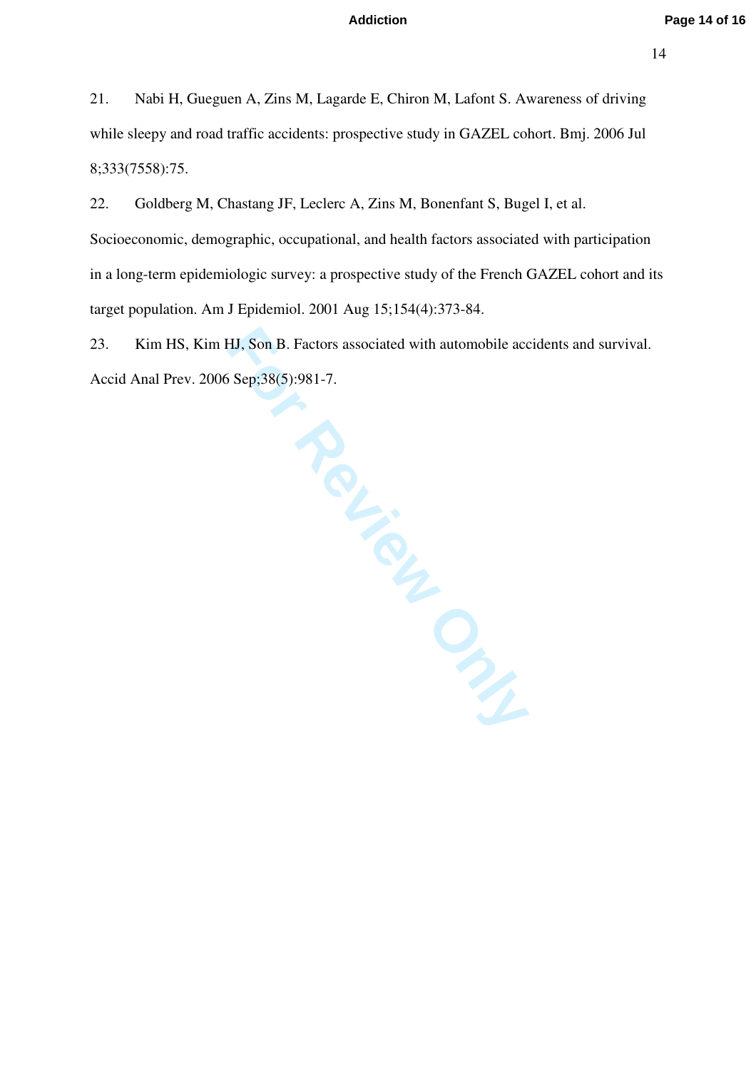21. Nabi H, Gueguen A, Zins M, Lagarde E, Chiron M, Lafont S. Awareness of driving while sleepy and road traffic accidents: prospective study in GAZEL cohort. Bmj. 2006 Jul 8;333(7558):75.

22. Goldberg M, Chastang JF, Leclerc A, Zins M, Bonenfant S, Bugel I, et al. Socioeconomic, demographic, occupational, and health factors associated with participation in a long-term epidemiologic survey: a prospective study of the French GAZEL cohort and its target population. Am J Epidemiol. 2001 Aug 15;154(4):373-84.

23. Kim HS, Kim HJ, Son B. Factors associated with automobile accidents and survival. Accid Anal Prev. 2006 Sep;38(5):981-7.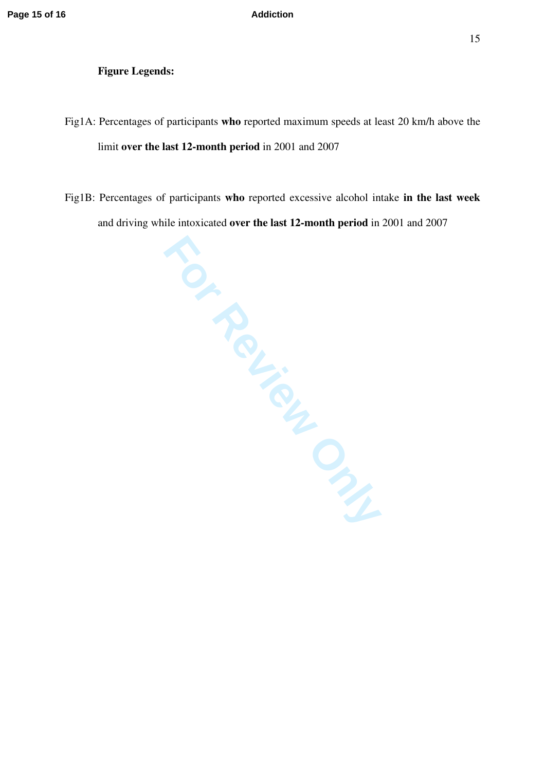**Figure Legends:**

Fig1A: Percentages of participants **who** reported maximum speeds at least 20 km/h above the limit **over the last 12-month period** in 2001 and 2007

Fig1B: Percentages of participants **who** reported excessive alcohol intake **in the last week** and driving while intoxicated **over the last 12-month period** in 2001 and 2007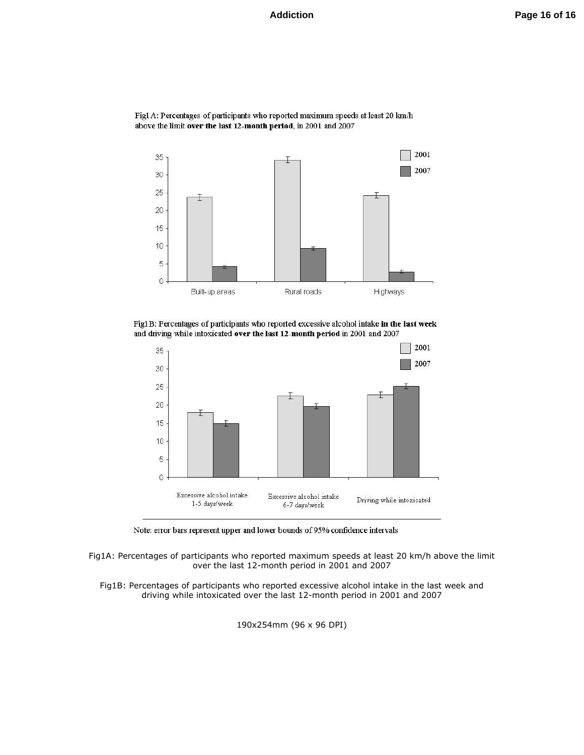Fig1A: Percentages of participants who reported maximum speeds at least 20 km/h above the limit **over the last 12-month period**, in 2001 and 2007

35
30
25
20
15
10
5
0

2001
2007

Built-up areas
Rural roads
Highways

Fig1B: Percentages of participants who reported excessive alcohol intake **in the last week** and driving while intoxicated **over the last 12-month period** in 2001 and 2007

35
30
25
20
15
10
5
0

2001
2007

Excessive alcohol intake 1-5 days/week
Excessive alcohol intake 6-7 days/week
Driving while intoxicated

Note: error bars represent upper and lower bounds of 95% confidence intervals

Fig1A: Percentages of participants who reported maximum speeds at least 20 km/h above the limit over the last 12-month period in 2001 and 2007

Fig1B: Percentages of participants who reported excessive alcohol intake in the last week and driving while intoxicated over the last 12-month period in 2001 and 2007

190x254mm (96 x 96 DPI)